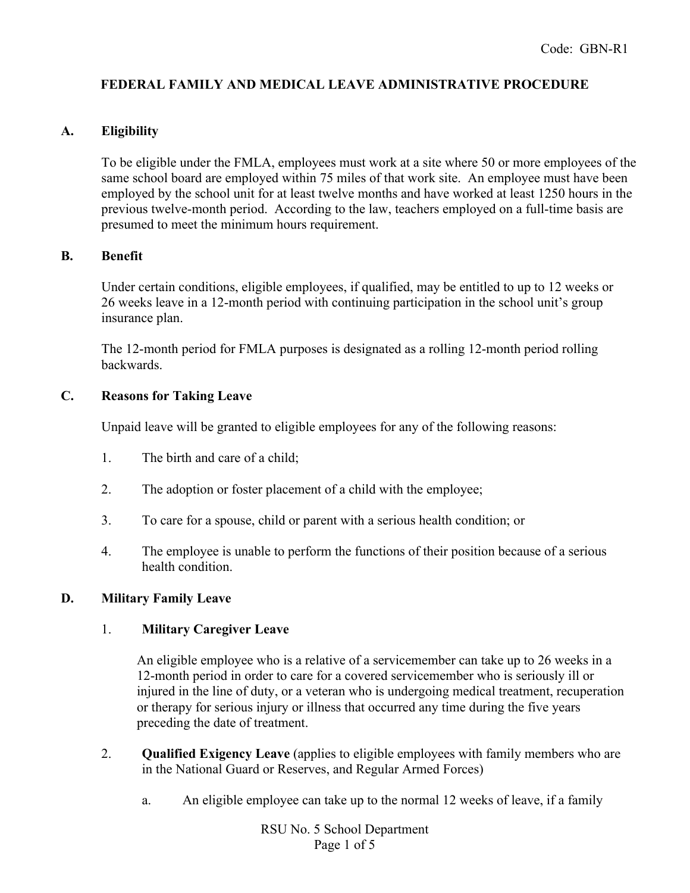Code: GBN-R1

# FEDERAL FAMILY AND MEDICAL LEAVE ADMINISTRATIVE PROCEDURE

## A. Eligibility

To be eligible under the FMLA, employees must work at a site where 50 or more employees of the same school board are employed within 75 miles of that work site. An employee must have been employed by the school unit for at least twelve months and have worked at least 1250 hours in the previous twelve-month period. According to the law, teachers employed on a full-time basis are presumed to meet the minimum hours requirement.

## B. Benefit

Under certain conditions, eligible employees, if qualified, may be entitled to up to 12 weeks or 26 weeks leave in a 12-month period with continuing participation in the school unit's group insurance plan.

The 12-month period for FMLA purposes is designated as a rolling 12-month period rolling backwards.

## C. Reasons for Taking Leave

Unpaid leave will be granted to eligible employees for any of the following reasons:

1. The birth and care of a child;
2. The adoption or foster placement of a child with the employee;
3. To care for a spouse, child or parent with a serious health condition; or
4. The employee is unable to perform the functions of their position because of a serious health condition.

## D. Military Family Leave

1. **Military Caregiver Leave**

   An eligible employee who is a relative of a servicemember can take up to 26 weeks in a 12-month period in order to care for a covered servicemember who is seriously ill or injured in the line of duty, or a veteran who is undergoing medical treatment, recuperation or therapy for serious injury or illness that occurred any time during the five years preceding the date of treatment.

2. **Qualified Exigency Leave** (applies to eligible employees with family members who are in the National Guard or Reserves, and Regular Armed Forces)

   a. An eligible employee can take up to the normal 12 weeks of leave, if a family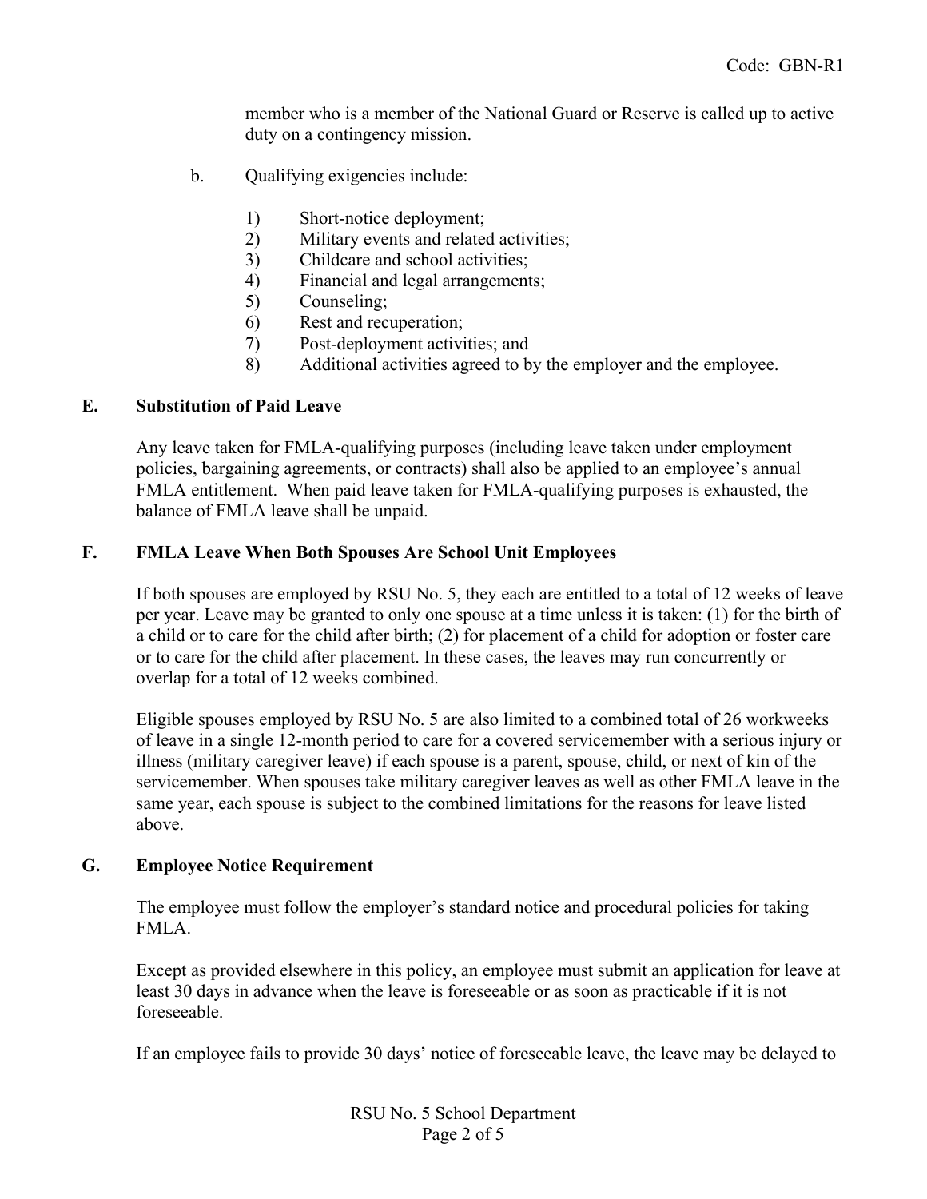member who is a member of the National Guard or Reserve is called up to active duty on a contingency mission.

b. Qualifying exigencies include:

1) Short-notice deployment;
2) Military events and related activities;
3) Childcare and school activities;
4) Financial and legal arrangements;
5) Counseling;
6) Rest and recuperation;
7) Post-deployment activities; and
8) Additional activities agreed to by the employer and the employee.

## E. Substitution of Paid Leave

Any leave taken for FMLA-qualifying purposes (including leave taken under employment policies, bargaining agreements, or contracts) shall also be applied to an employee's annual FMLA entitlement. When paid leave taken for FMLA-qualifying purposes is exhausted, the balance of FMLA leave shall be unpaid.

## F. FMLA Leave When Both Spouses Are School Unit Employees

If both spouses are employed by RSU No. 5, they each are entitled to a total of 12 weeks of leave per year. Leave may be granted to only one spouse at a time unless it is taken: (1) for the birth of a child or to care for the child after birth; (2) for placement of a child for adoption or foster care or to care for the child after placement. In these cases, the leaves may run concurrently or overlap for a total of 12 weeks combined.

Eligible spouses employed by RSU No. 5 are also limited to a combined total of 26 workweeks of leave in a single 12-month period to care for a covered servicemember with a serious injury or illness (military caregiver leave) if each spouse is a parent, spouse, child, or next of kin of the servicemember. When spouses take military caregiver leaves as well as other FMLA leave in the same year, each spouse is subject to the combined limitations for the reasons for leave listed above.

## G. Employee Notice Requirement

The employee must follow the employer's standard notice and procedural policies for taking FMLA.

Except as provided elsewhere in this policy, an employee must submit an application for leave at least 30 days in advance when the leave is foreseeable or as soon as practicable if it is not foreseeable.

If an employee fails to provide 30 days' notice of foreseeable leave, the leave may be delayed to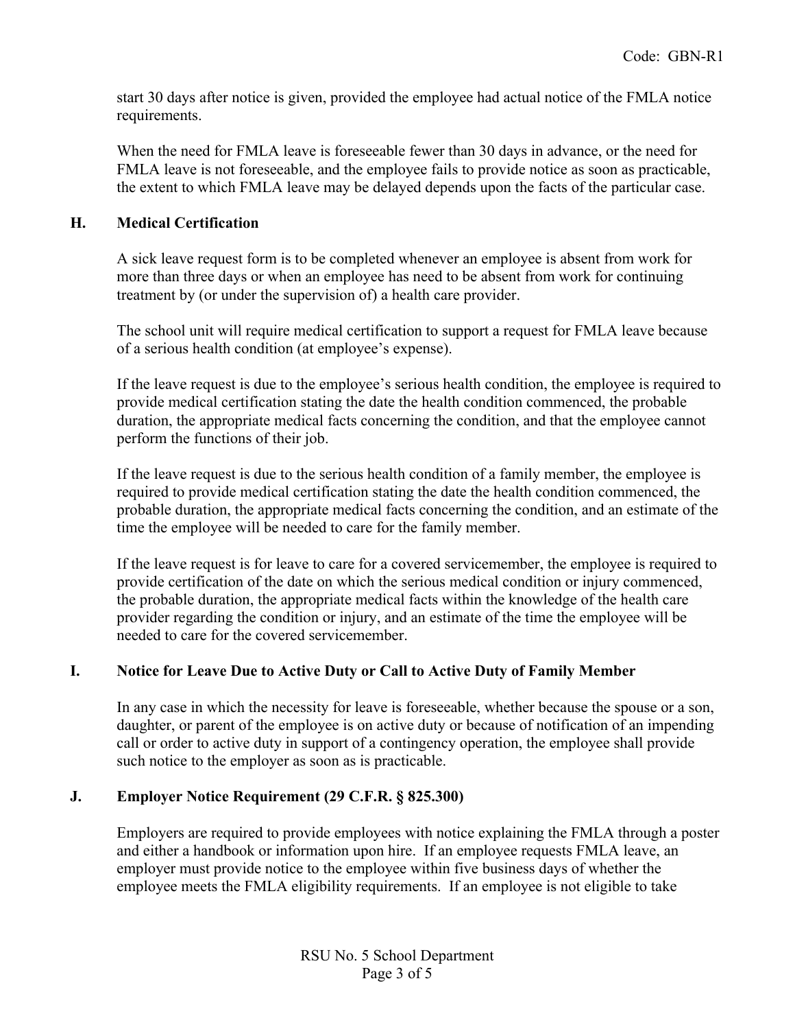start 30 days after notice is given, provided the employee had actual notice of the FMLA notice requirements.

When the need for FMLA leave is foreseeable fewer than 30 days in advance, or the need for FMLA leave is not foreseeable, and the employee fails to provide notice as soon as practicable, the extent to which FMLA leave may be delayed depends upon the facts of the particular case.

## H. Medical Certification

A sick leave request form is to be completed whenever an employee is absent from work for more than three days or when an employee has need to be absent from work for continuing treatment by (or under the supervision of) a health care provider.

The school unit will require medical certification to support a request for FMLA leave because of a serious health condition (at employee's expense).

If the leave request is due to the employee's serious health condition, the employee is required to provide medical certification stating the date the health condition commenced, the probable duration, the appropriate medical facts concerning the condition, and that the employee cannot perform the functions of their job.

If the leave request is due to the serious health condition of a family member, the employee is required to provide medical certification stating the date the health condition commenced, the probable duration, the appropriate medical facts concerning the condition, and an estimate of the time the employee will be needed to care for the family member.

If the leave request is for leave to care for a covered servicemember, the employee is required to provide certification of the date on which the serious medical condition or injury commenced, the probable duration, the appropriate medical facts within the knowledge of the health care provider regarding the condition or injury, and an estimate of the time the employee will be needed to care for the covered servicemember.

## I. Notice for Leave Due to Active Duty or Call to Active Duty of Family Member

In any case in which the necessity for leave is foreseeable, whether because the spouse or a son, daughter, or parent of the employee is on active duty or because of notification of an impending call or order to active duty in support of a contingency operation, the employee shall provide such notice to the employer as soon as is practicable.

## J. Employer Notice Requirement (29 C.F.R. § 825.300)

Employers are required to provide employees with notice explaining the FMLA through a poster and either a handbook or information upon hire. If an employee requests FMLA leave, an employer must provide notice to the employee within five business days of whether the employee meets the FMLA eligibility requirements. If an employee is not eligible to take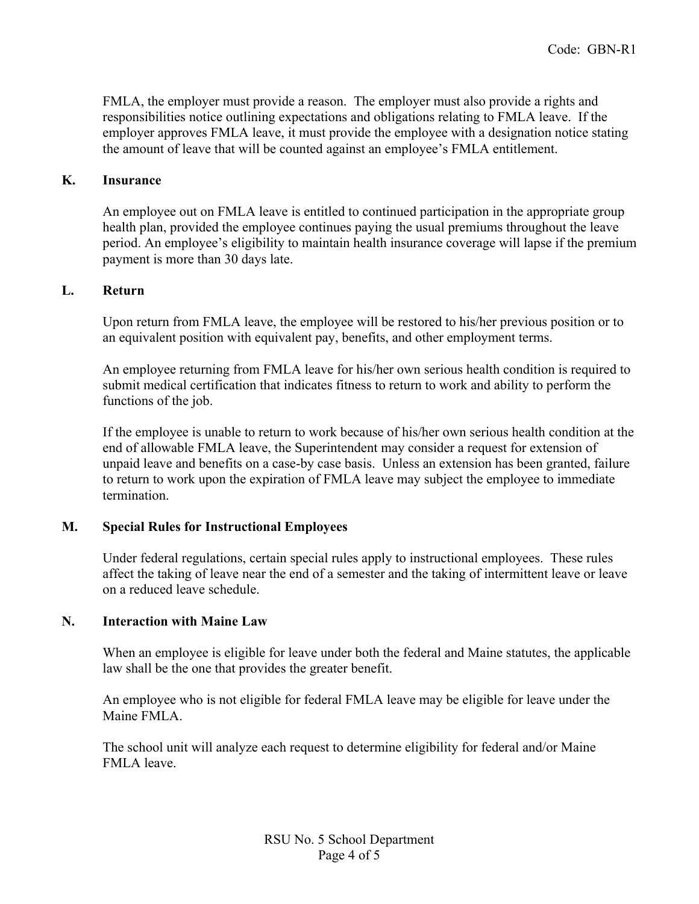FMLA, the employer must provide a reason. The employer must also provide a rights and responsibilities notice outlining expectations and obligations relating to FMLA leave. If the employer approves FMLA leave, it must provide the employee with a designation notice stating the amount of leave that will be counted against an employee's FMLA entitlement.

### K. Insurance

An employee out on FMLA leave is entitled to continued participation in the appropriate group health plan, provided the employee continues paying the usual premiums throughout the leave period. An employee's eligibility to maintain health insurance coverage will lapse if the premium payment is more than 30 days late.

### L. Return

Upon return from FMLA leave, the employee will be restored to his/her previous position or to an equivalent position with equivalent pay, benefits, and other employment terms.

An employee returning from FMLA leave for his/her own serious health condition is required to submit medical certification that indicates fitness to return to work and ability to perform the functions of the job.

If the employee is unable to return to work because of his/her own serious health condition at the end of allowable FMLA leave, the Superintendent may consider a request for extension of unpaid leave and benefits on a case-by case basis. Unless an extension has been granted, failure to return to work upon the expiration of FMLA leave may subject the employee to immediate termination.

### M. Special Rules for Instructional Employees

Under federal regulations, certain special rules apply to instructional employees. These rules affect the taking of leave near the end of a semester and the taking of intermittent leave or leave on a reduced leave schedule.

### N. Interaction with Maine Law

When an employee is eligible for leave under both the federal and Maine statutes, the applicable law shall be the one that provides the greater benefit.

An employee who is not eligible for federal FMLA leave may be eligible for leave under the Maine FMLA.

The school unit will analyze each request to determine eligibility for federal and/or Maine FMLA leave.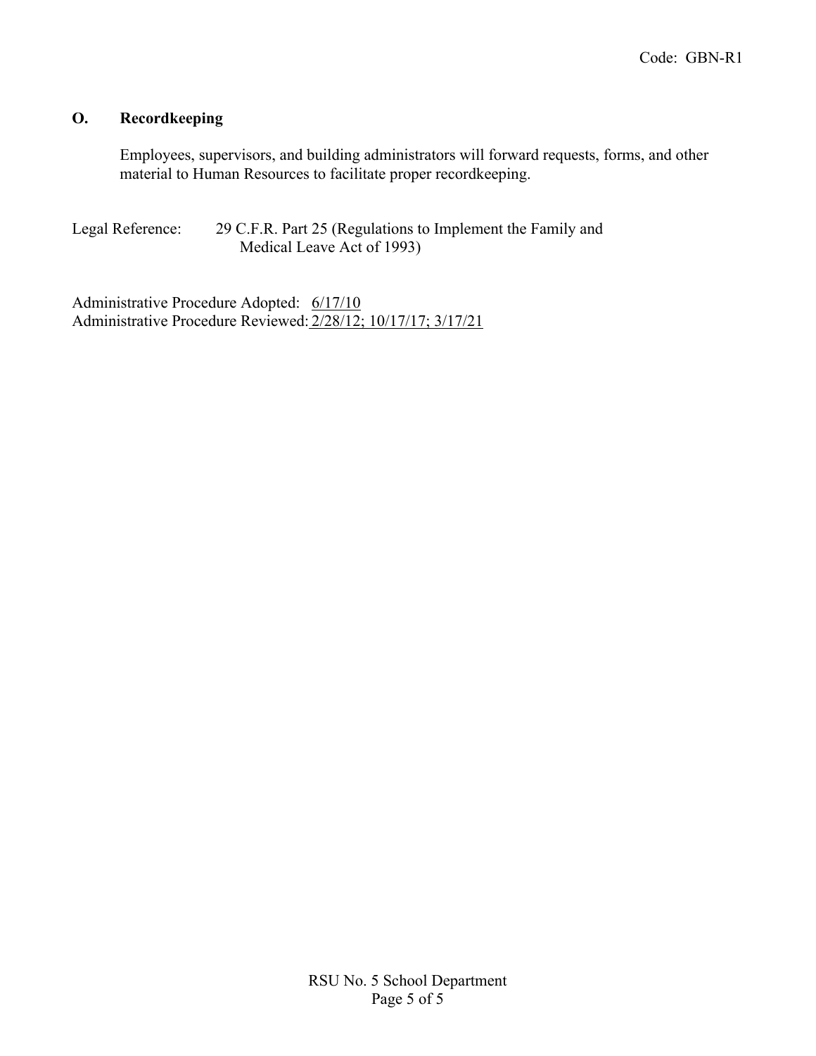## O. Recordkeeping

Employees, supervisors, and building administrators will forward requests, forms, and other material to Human Resources to facilitate proper recordkeeping.

Legal Reference: 29 C.F.R. Part 25 (Regulations to Implement the Family and Medical Leave Act of 1993)

Administrative Procedure Adopted: 6/17/10
Administrative Procedure Reviewed: 2/28/12; 10/17/17; 3/17/21